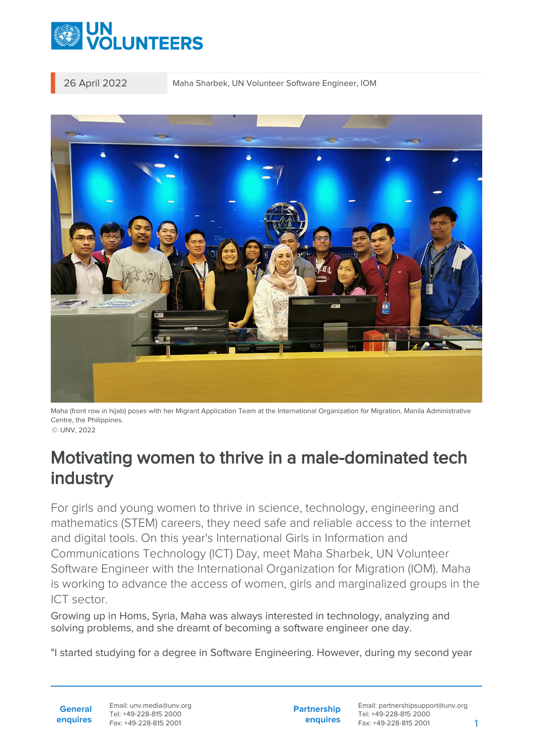26 April 2022

Maha Sharbek, UN Volunteer Software Engineer, IOM

Maha (front row in hijab) poses with her Migrant Application Team at the International Organization for Migration, Manila Administrative Centre, the Philippines.
© UNV, 2022

# Motivating women to thrive in a male-dominated tech industry

For girls and young women to thrive in science, technology, engineering and mathematics (STEM) careers, they need safe and reliable access to the internet and digital tools. On this year's International Girls in Information and Communications Technology (ICT) Day, meet Maha Sharbek, UN Volunteer Software Engineer with the International Organization for Migration (IOM). Maha is working to advance the access of women, girls and marginalized groups in the ICT sector.

Growing up in Homs, Syria, Maha was always interested in technology, analyzing and solving problems, and she dreamt of becoming a software engineer one day.

"I started studying for a degree in Software Engineering. However, during my second year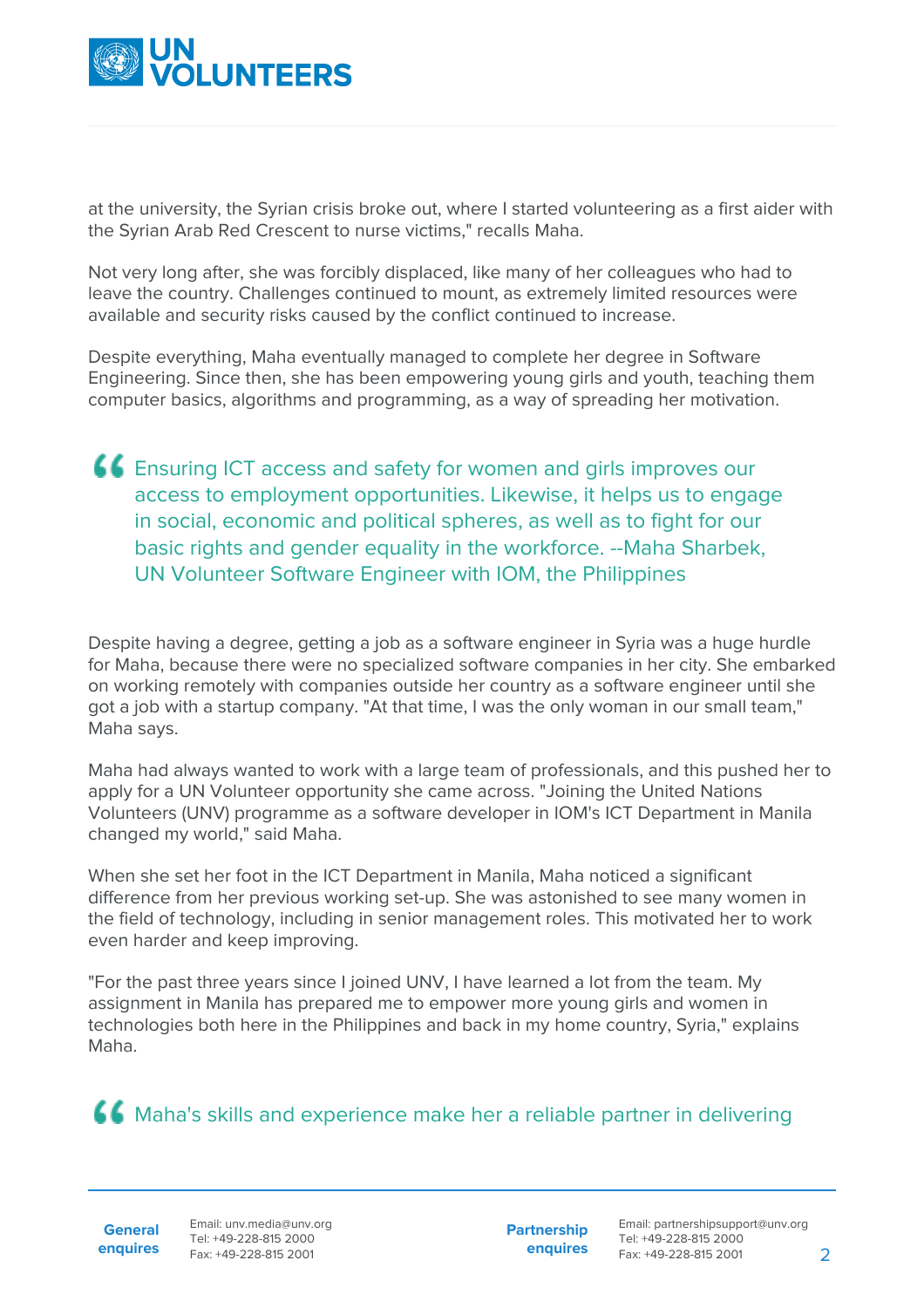at the university, the Syrian crisis broke out, where I started volunteering as a first aider with the Syrian Arab Red Crescent to nurse victims," recalls Maha.

Not very long after, she was forcibly displaced, like many of her colleagues who had to leave the country. Challenges continued to mount, as extremely limited resources were available and security risks caused by the conflict continued to increase.

Despite everything, Maha eventually managed to complete her degree in Software Engineering. Since then, she has been empowering young girls and youth, teaching them computer basics, algorithms and programming, as a way of spreading her motivation.

> Ensuring ICT access and safety for women and girls improves our access to employment opportunities. Likewise, it helps us to engage in social, economic and political spheres, as well as to fight for our basic rights and gender equality in the workforce. --Maha Sharbek, UN Volunteer Software Engineer with IOM, the Philippines

Despite having a degree, getting a job as a software engineer in Syria was a huge hurdle for Maha, because there were no specialized software companies in her city. She embarked on working remotely with companies outside her country as a software engineer until she got a job with a startup company. "At that time, I was the only woman in our small team," Maha says.

Maha had always wanted to work with a large team of professionals, and this pushed her to apply for a UN Volunteer opportunity she came across. "Joining the United Nations Volunteers (UNV) programme as a software developer in IOM's ICT Department in Manila changed my world," said Maha.

When she set her foot in the ICT Department in Manila, Maha noticed a significant difference from her previous working set-up. She was astonished to see many women in the field of technology, including in senior management roles. This motivated her to work even harder and keep improving.

"For the past three years since I joined UNV, I have learned a lot from the team. My assignment in Manila has prepared me to empower more young girls and women in technologies both here in the Philippines and back in my home country, Syria," explains Maha.

> Maha's skills and experience make her a reliable partner in delivering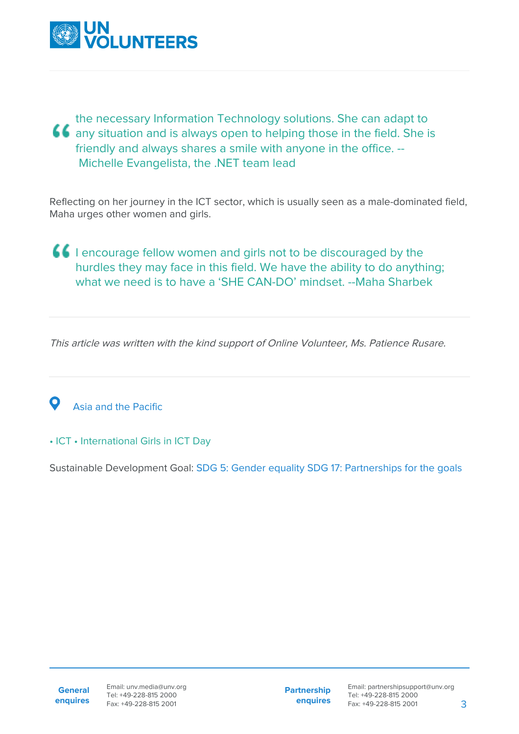> the necessary Information Technology solutions. She can adapt to any situation and is always open to helping those in the field. She is friendly and always shares a smile with anyone in the office. -- Michelle Evangelista, the .NET team lead

Reflecting on her journey in the ICT sector, which is usually seen as a male-dominated field, Maha urges other women and girls.

> I encourage fellow women and girls not to be discouraged by the hurdles they may face in this field. We have the ability to do anything; what we need is to have a 'SHE CAN-DO' mindset. --Maha Sharbek

---

*This article was written with the kind support of Online Volunteer, Ms. Patience Rusare.*

---

Asia and the Pacific

• ICT • International Girls in ICT Day

Sustainable Development Goal: SDG 5: Gender equality SDG 17: Partnerships for the goals

**General enquires** Email: unv.media@unv.org Tel: +49-228-815 2000 Fax: +49-228-815 2001

**Partnership enquires** Email: partnershipsupport@unv.org Tel: +49-228-815 2000 Fax: +49-228-815 2001